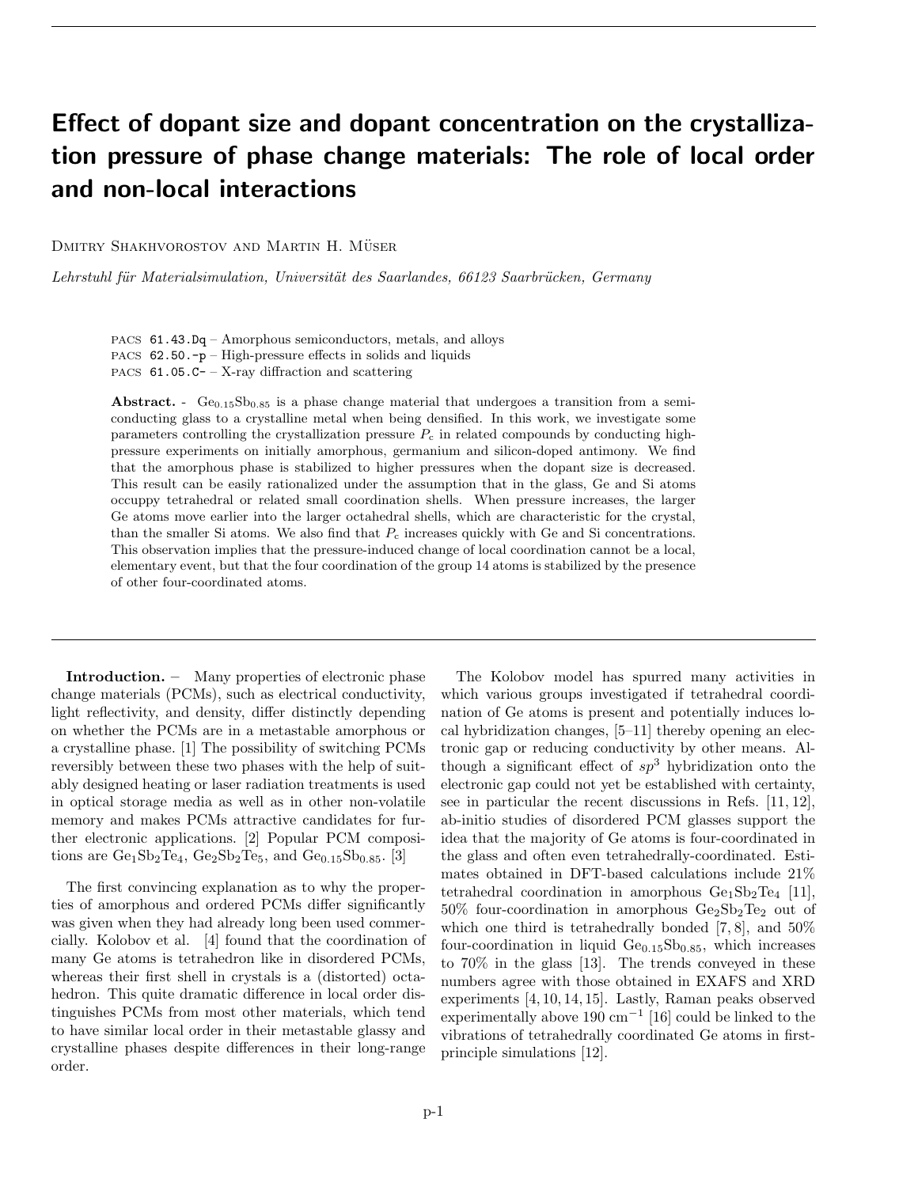# Effect of dopant size and dopant concentration on the crystallization pressure of phase change materials: The role of local order and non-local interactions

Dmitry Shakhvorostov and Martin H. Müser

*Lehrstuhl für Materialsimulation, Universität des Saarlandes, 66123 Saarbrücken, Germany*

PACS 61.43.Dq – Amorphous semiconductors, metals, and alloys
PACS 62.50.-p – High-pressure effects in solids and liquids
PACS 61.05.C- – X-ray diffraction and scattering

**Abstract.** - $Ge_{0.15}Sb_{0.85}$ is a phase change material that undergoes a transition from a semiconducting glass to a crystalline metal when being densified. In this work, we investigate some parameters controlling the crystallization pressure $P_c$ in related compounds by conducting high-pressure experiments on initially amorphous, germanium and silicon-doped antimony. We find that the amorphous phase is stabilized to higher pressures when the dopant size is decreased. This result can be easily rationalized under the assumption that in the glass, Ge and Si atoms occuppy tetrahedral or related small coordination shells. When pressure increases, the larger Ge atoms move earlier into the larger octahedral shells, which are characteristic for the crystal, than the smaller Si atoms. We also find that $P_c$ increases quickly with Ge and Si concentrations. This observation implies that the pressure-induced change of local coordination cannot be a local, elementary event, but that the four coordination of the group 14 atoms is stabilized by the presence of other four-coordinated atoms.

**Introduction.** – Many properties of electronic phase change materials (PCMs), such as electrical conductivity, light reflectivity, and density, differ distinctly depending on whether the PCMs are in a metastable amorphous or a crystalline phase. [1] The possibility of switching PCMs reversibly between these two phases with the help of suitably designed heating or laser radiation treatments is used in optical storage media as well as in other non-volatile memory and makes PCMs attractive candidates for further electronic applications. [2] Popular PCM compositions are $Ge_1Sb_2Te_4$, $Ge_2Sb_2Te_5$, and $Ge_{0.15}Sb_{0.85}$. [3]

The first convincing explanation as to why the properties of amorphous and ordered PCMs differ significantly was given when they had already long been used commercially. Kolobov et al. [4] found that the coordination of many Ge atoms is tetrahedron like in disordered PCMs, whereas their first shell in crystals is a (distorted) octahedron. This quite dramatic difference in local order distinguishes PCMs from most other materials, which tend to have similar local order in their metastable glassy and crystalline phases despite differences in their long-range order.

The Kolobov model has spurred many activities in which various groups investigated if tetrahedral coordination of Ge atoms is present and potentially induces local hybridization changes, [5–11] thereby opening an electronic gap or reducing conductivity by other means. Although a significant effect of $sp^3$ hybridization onto the electronic gap could not yet be established with certainty, see in particular the recent discussions in Refs. [11, 12], ab-initio studies of disordered PCM glasses support the idea that the majority of Ge atoms is four-coordinated in the glass and often even tetrahedrally-coordinated. Estimates obtained in DFT-based calculations include 21% tetrahedral coordination in amorphous $Ge_1Sb_2Te_4$ [11], 50% four-coordination in amorphous $Ge_2Sb_2Te_2$ out of which one third is tetrahedrally bonded [7, 8], and 50% four-coordination in liquid $Ge_{0.15}Sb_{0.85}$, which increases to 70% in the glass [13]. The trends conveyed in these numbers agree with those obtained in EXAFS and XRD experiments [4, 10, 14, 15]. Lastly, Raman peaks observed experimentally above 190 $cm^{-1}$ [16] could be linked to the vibrations of tetrahedrally coordinated Ge atoms in first-principle simulations [12].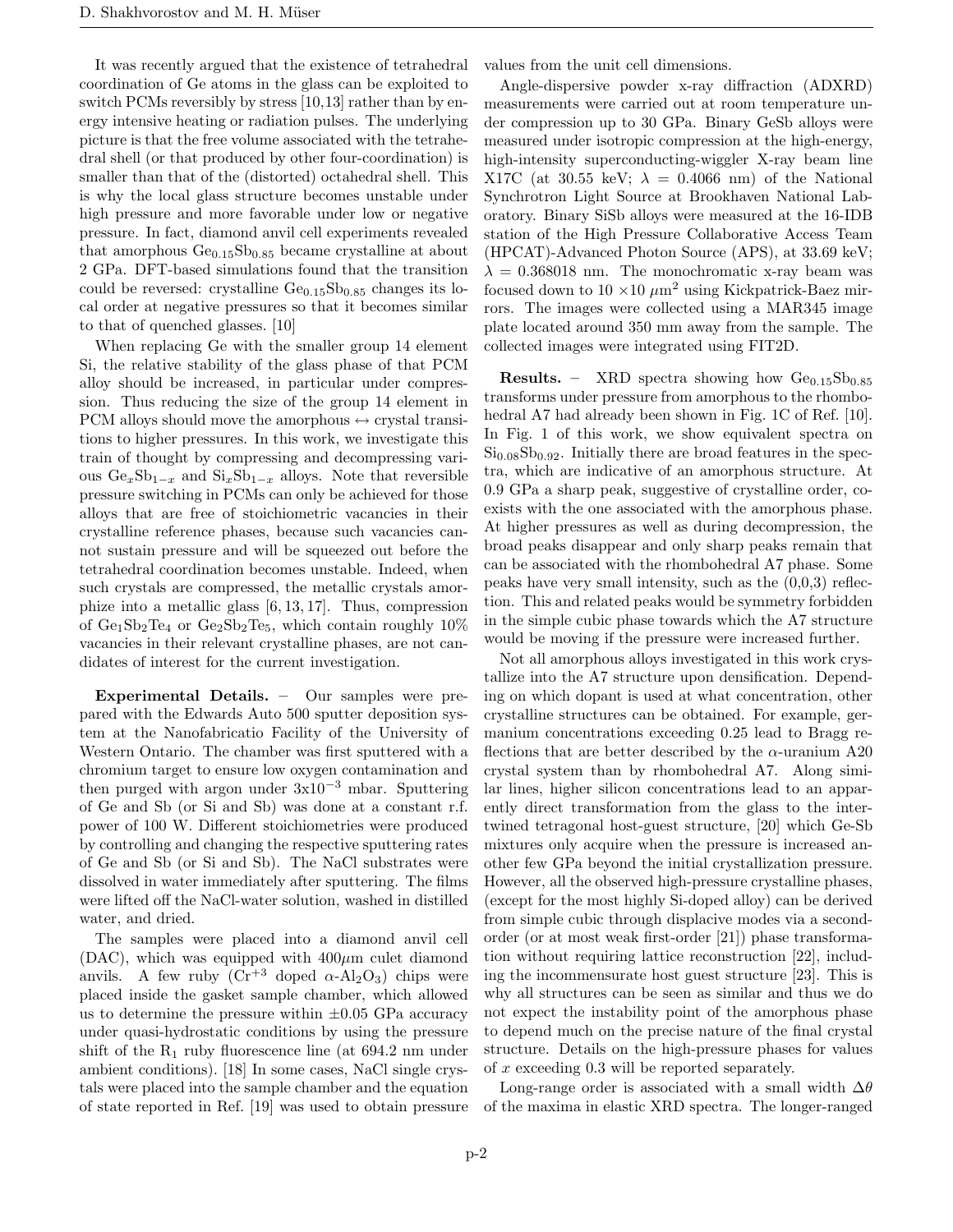It was recently argued that the existence of tetrahedral coordination of Ge atoms in the glass can be exploited to switch PCMs reversibly by stress [10,13] rather than by energy intensive heating or radiation pulses. The underlying picture is that the free volume associated with the tetrahedral shell (or that produced by other four-coordination) is smaller than that of the (distorted) octahedral shell. This is why the local glass structure becomes unstable under high pressure and more favorable under low or negative pressure. In fact, diamond anvil cell experiments revealed that amorphous $Ge_{0.15}Sb_{0.85}$ became crystalline at about 2 GPa. DFT-based simulations found that the transition could be reversed: crystalline $Ge_{0.15}Sb_{0.85}$ changes its local order at negative pressures so that it becomes similar to that of quenched glasses. [10]

When replacing Ge with the smaller group 14 element Si, the relative stability of the glass phase of that PCM alloy should be increased, in particular under compression. Thus reducing the size of the group 14 element in PCM alloys should move the amorphous $\leftrightarrow$ crystal transitions to higher pressures. In this work, we investigate this train of thought by compressing and decompressing various $Ge_xSb_{1-x}$ and $Si_xSb_{1-x}$ alloys. Note that reversible pressure switching in PCMs can only be achieved for those alloys that are free of stoichiometric vacancies in their crystalline reference phases, because such vacancies cannot sustain pressure and will be squeezed out before the tetrahedral coordination becomes unstable. Indeed, when such crystals are compressed, the metallic crystals amorphize into a metallic glass [6, 13, 17]. Thus, compression of $Ge_1Sb_2Te_4$ or $Ge_2Sb_2Te_5$, which contain roughly 10% vacancies in their relevant crystalline phases, are not candidates of interest for the current investigation.

**Experimental Details.** – Our samples were prepared with the Edwards Auto 500 sputter deposition system at the Nanofabricatio Facility of the University of Western Ontario. The chamber was first sputtered with a chromium target to ensure low oxygen contamination and then purged with argon under $3\text{x}10^{-3}$ mbar. Sputtering of Ge and Sb (or Si and Sb) was done at a constant r.f. power of 100 W. Different stoichiometries were produced by controlling and changing the respective sputtering rates of Ge and Sb (or Si and Sb). The NaCl substrates were dissolved in water immediately after sputtering. The films were lifted off the NaCl-water solution, washed in distilled water, and dried.

The samples were placed into a diamond anvil cell (DAC), which was equipped with 400$\mu$m culet diamond anvils. A few ruby ($Cr^{+3}$ doped $\alpha$-$Al_2O_3$) chips were placed inside the gasket sample chamber, which allowed us to determine the pressure within $\pm$0.05 GPa accuracy under quasi-hydrostatic conditions by using the pressure shift of the $R_1$ ruby fluorescence line (at 694.2 nm under ambient conditions). [18] In some cases, NaCl single crystals were placed into the sample chamber and the equation of state reported in Ref. [19] was used to obtain pressure values from the unit cell dimensions.

Angle-dispersive powder x-ray diffraction (ADXRD) measurements were carried out at room temperature under compression up to 30 GPa. Binary GeSb alloys were measured under isotropic compression at the high-energy, high-intensity superconducting-wiggler X-ray beam line X17C (at 30.55 keV; $\lambda$ = 0.4066 nm) of the National Synchrotron Light Source at Brookhaven National Laboratory. Binary SiSb alloys were measured at the 16-IDB station of the High Pressure Collaborative Access Team (HPCAT)-Advanced Photon Source (APS), at 33.69 keV; $\lambda$ = 0.368018 nm. The monochromatic x-ray beam was focused down to 10 $\times$10 $\mu$m$^2$ using Kickpatrick-Baez mirrors. The images were collected using a MAR345 image plate located around 350 mm away from the sample. The collected images were integrated using FIT2D.

**Results.** – XRD spectra showing how $Ge_{0.15}Sb_{0.85}$ transforms under pressure from amorphous to the rhombohedral A7 had already been shown in Fig. 1C of Ref. [10]. In Fig. 1 of this work, we show equivalent spectra on $Si_{0.08}Sb_{0.92}$. Initially there are broad features in the spectra, which are indicative of an amorphous structure. At 0.9 GPa a sharp peak, suggestive of crystalline order, coexists with the one associated with the amorphous phase. At higher pressures as well as during decompression, the broad peaks disappear and only sharp peaks remain that can be associated with the rhombohedral A7 phase. Some peaks have very small intensity, such as the (0,0,3) reflection. This and related peaks would be symmetry forbidden in the simple cubic phase towards which the A7 structure would be moving if the pressure were increased further.

Not all amorphous alloys investigated in this work crystallize into the A7 structure upon densification. Depending on which dopant is used at what concentration, other crystalline structures can be obtained. For example, germanium concentrations exceeding 0.25 lead to Bragg reflections that are better described by the $\alpha$-uranium A20 crystal system than by rhombohedral A7. Along similar lines, higher silicon concentrations lead to an apparently direct transformation from the glass to the intertwined tetragonal host-guest structure, [20] which Ge-Sb mixtures only acquire when the pressure is increased another few GPa beyond the initial crystallization pressure. However, all the observed high-pressure crystalline phases, (except for the most highly Si-doped alloy) can be derived from simple cubic through displacive modes via a second-order (or at most weak first-order [21]) phase transformation without requiring lattice reconstruction [22], including the incommensurate host guest structure [23]. This is why all structures can be seen as similar and thus we do not expect the instability point of the amorphous phase to depend much on the precise nature of the final crystal structure. Details on the high-pressure phases for values of $x$ exceeding 0.3 will be reported separately.

Long-range order is associated with a small width $\Delta\theta$ of the maxima in elastic XRD spectra. The longer-ranged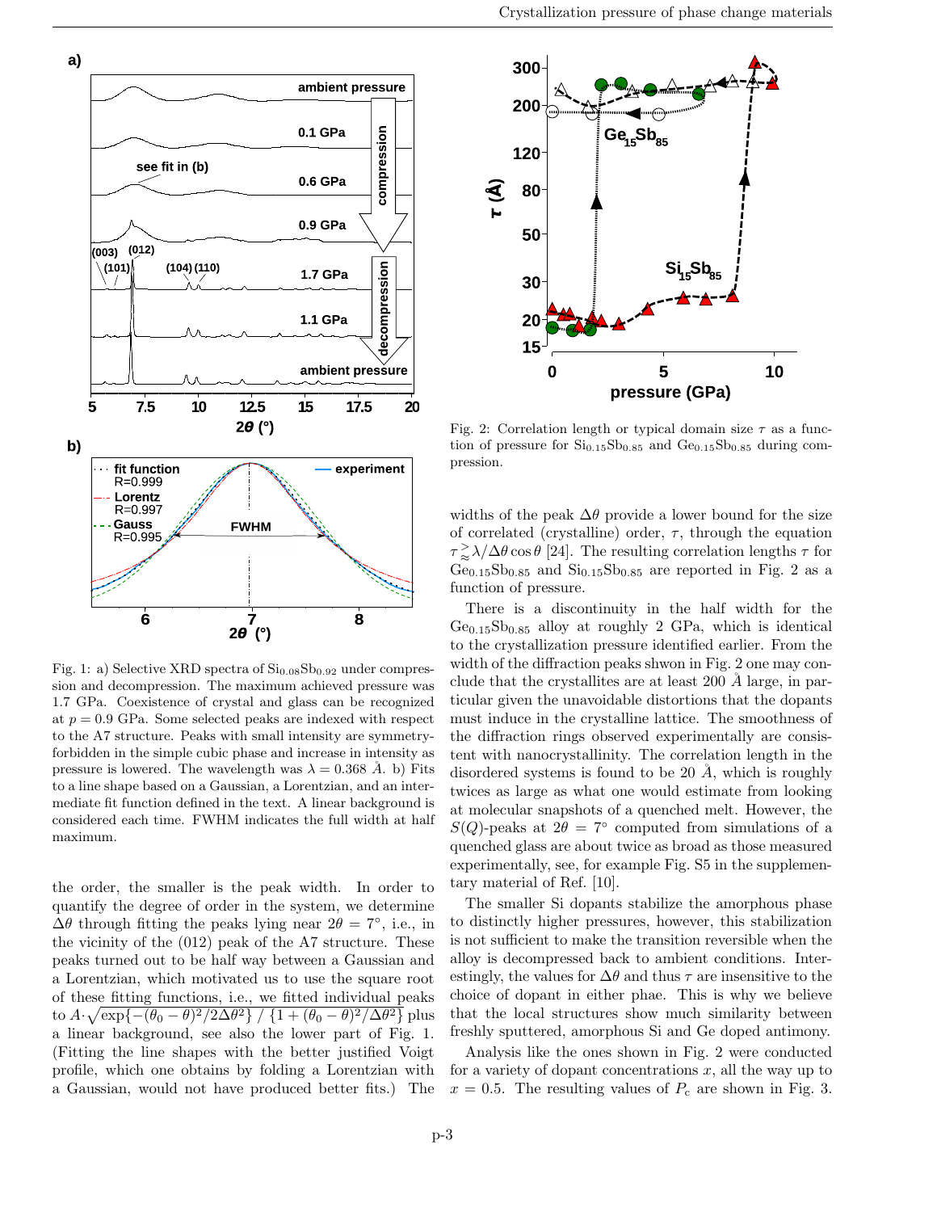Fig. 1: a) Selective XRD spectra of $Si_{0.08}Sb_{0.92}$ under compression and decompression. The maximum achieved pressure was 1.7 GPa. Coexistence of crystal and glass can be recognized at $p = 0.9$ GPa. Some selected peaks are indexed with respect to the A7 structure. Peaks with small intensity are symmetry-forbidden in the simple cubic phase and increase in intensity as pressure is lowered. The wavelength was $\lambda = 0.368$ Å. b) Fits to a line shape based on a Gaussian, a Lorentzian, and an intermediate fit function defined in the text. A linear background is considered each time. FWHM indicates the full width at half maximum.

the order, the smaller is the peak width. In order to quantify the degree of order in the system, we determine $\Delta\theta$ through fitting the peaks lying near $2\theta = 7°$, i.e., in the vicinity of the (012) peak of the A7 structure. These peaks turned out to be half way between a Gaussian and a Lorentzian, which motivated us to use the square root of these fitting functions, i.e., we fitted individual peaks to $A \cdot \sqrt{\exp\{-(\theta_0-\theta)^2/2\Delta\theta^2\} \,/\, \{1+(\theta_0-\theta)^2/\Delta\theta^2\}}$ plus a linear background, see also the lower part of Fig. 1. (Fitting the line shapes with the better justified Voigt profile, which one obtains by folding a Lorentzian with a Gaussian, would not have produced better fits.) The widths of the peak $\Delta\theta$ provide a lower bound for the size of correlated (crystalline) order, $\tau$, through the equation $\tau \gtrsim \lambda/\Delta\theta\cos\theta$ [24]. The resulting correlation lengths $\tau$ for $Ge_{0.15}Sb_{0.85}$ and $Si_{0.15}Sb_{0.85}$ are reported in Fig. 2 as a function of pressure.

Fig. 2: Correlation length or typical domain size $\tau$ as a function of pressure for $Si_{0.15}Sb_{0.85}$ and $Ge_{0.15}Sb_{0.85}$ during compression.

There is a discontinuity in the half width for the $Ge_{0.15}Sb_{0.85}$ alloy at roughly 2 GPa, which is identical to the crystallization pressure identified earlier. From the width of the diffraction peaks shwon in Fig. 2 one may conclude that the crystallites are at least 200 Å large, in particular given the unavoidable distortions that the dopants must induce in the crystalline lattice. The smoothness of the diffraction rings observed experimentally are consistent with nanocrystallinity. The correlation length in the disordered systems is found to be 20 Å, which is roughly twices as large as what one would estimate from looking at molecular snapshots of a quenched melt. However, the $S(Q)$-peaks at $2\theta = 7°$ computed from simulations of a quenched glass are about twice as broad as those measured experimentally, see, for example Fig. S5 in the supplementary material of Ref. [10].

The smaller Si dopants stabilize the amorphous phase to distinctly higher pressures, however, this stabilization is not sufficient to make the transition reversible when the alloy is decompressed back to ambient conditions. Interestingly, the values for $\Delta\theta$ and thus $\tau$ are insensitive to the choice of dopant in either phae. This is why we believe that the local structures show much similarity between freshly sputtered, amorphous Si and Ge doped antimony.

Analysis like the ones shown in Fig. 2 were conducted for a variety of dopant concentrations $x$, all the way up to $x = 0.5$. The resulting values of $P_c$ are shown in Fig. 3.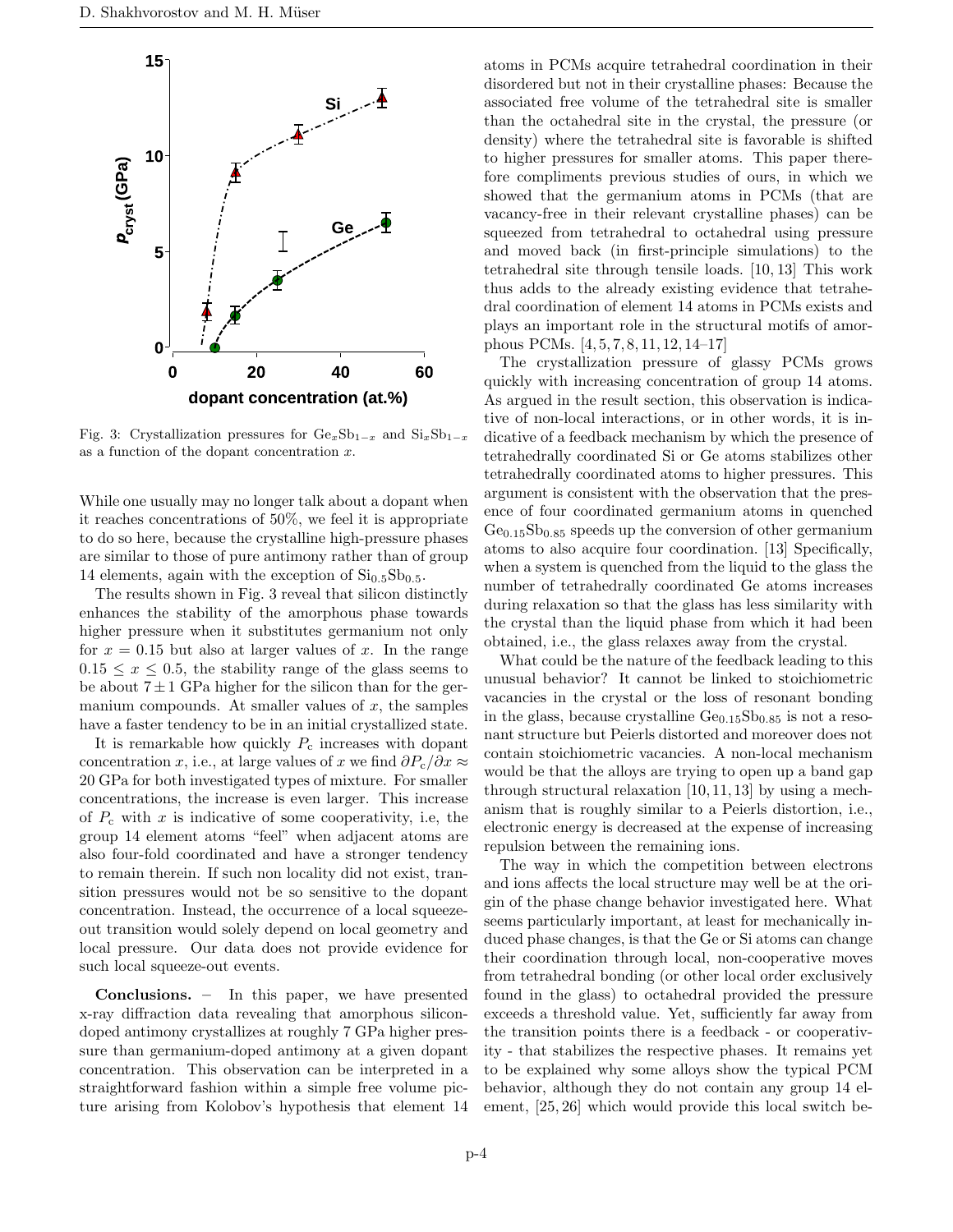Fig. 3: Crystallization pressures for $Ge_xSb_{1-x}$ and $Si_xSb_{1-x}$ as a function of the dopant concentration $x$.

While one usually may no longer talk about a dopant when it reaches concentrations of 50%, we feel it is appropriate to do so here, because the crystalline high-pressure phases are similar to those of pure antimony rather than of group 14 elements, again with the exception of $Si_{0.5}Sb_{0.5}$.

The results shown in Fig. 3 reveal that silicon distinctly enhances the stability of the amorphous phase towards higher pressure when it substitutes germanium not only for $x = 0.15$ but also at larger values of $x$. In the range $0.15 \leq x \leq 0.5$, the stability range of the glass seems to be about $7 \pm 1$ GPa higher for the silicon than for the germanium compounds. At smaller values of $x$, the samples have a faster tendency to be in an initial crystallized state.

It is remarkable how quickly $P_c$ increases with dopant concentration $x$, i.e., at large values of $x$ we find $\partial P_c / \partial x \approx 20$ GPa for both investigated types of mixture. For smaller concentrations, the increase is even larger. This increase of $P_c$ with $x$ is indicative of some cooperativity, i.e, the group 14 element atoms "feel" when adjacent atoms are also four-fold coordinated and have a stronger tendency to remain therein. If such non locality did not exist, transition pressures would not be so sensitive to the dopant concentration. Instead, the occurrence of a local squeeze-out transition would solely depend on local geometry and local pressure. Our data does not provide evidence for such local squeeze-out events.

**Conclusions.** – In this paper, we have presented x-ray diffraction data revealing that amorphous silicon-doped antimony crystallizes at roughly 7 GPa higher pressure than germanium-doped antimony at a given dopant concentration. This observation can be interpreted in a straightforward fashion within a simple free volume picture arising from Kolobov's hypothesis that element 14 atoms in PCMs acquire tetrahedral coordination in their disordered but not in their crystalline phases: Because the associated free volume of the tetrahedral site is smaller than the octahedral site in the crystal, the pressure (or density) where the tetrahedral site is favorable is shifted to higher pressures for smaller atoms. This paper therefore compliments previous studies of ours, in which we showed that the germanium atoms in PCMs (that are vacancy-free in their relevant crystalline phases) can be squeezed from tetrahedral to octahedral using pressure and moved back (in first-principle simulations) to the tetrahedral site through tensile loads. [10, 13] This work thus adds to the already existing evidence that tetrahedral coordination of element 14 atoms in PCMs exists and plays an important role in the structural motifs of amorphous PCMs. [4, 5, 7, 8, 11, 12, 14–17]

The crystallization pressure of glassy PCMs grows quickly with increasing concentration of group 14 atoms. As argued in the result section, this observation is indicative of non-local interactions, or in other words, it is indicative of a feedback mechanism by which the presence of tetrahedrally coordinated Si or Ge atoms stabilizes other tetrahedrally coordinated atoms to higher pressures. This argument is consistent with the observation that the presence of four coordinated germanium atoms in quenched $Ge_{0.15}Sb_{0.85}$ speeds up the conversion of other germanium atoms to also acquire four coordination. [13] Specifically, when a system is quenched from the liquid to the glass the number of tetrahedrally coordinated Ge atoms increases during relaxation so that the glass has less similarity with the crystal than the liquid phase from which it had been obtained, i.e., the glass relaxes away from the crystal.

What could be the nature of the feedback leading to this unusual behavior? It cannot be linked to stoichiometric vacancies in the crystal or the loss of resonant bonding in the glass, because crystalline $Ge_{0.15}Sb_{0.85}$ is not a resonant structure but Peierls distorted and moreover does not contain stoichiometric vacancies. A non-local mechanism would be that the alloys are trying to open up a band gap through structural relaxation [10, 11, 13] by using a mechanism that is roughly similar to a Peierls distortion, i.e., electronic energy is decreased at the expense of increasing repulsion between the remaining ions.

The way in which the competition between electrons and ions affects the local structure may well be at the origin of the phase change behavior investigated here. What seems particularly important, at least for mechanically induced phase changes, is that the Ge or Si atoms can change their coordination through local, non-cooperative moves from tetrahedral bonding (or other local order exclusively found in the glass) to octahedral provided the pressure exceeds a threshold value. Yet, sufficiently far away from the transition points there is a feedback - or cooperativity - that stabilizes the respective phases. It remains yet to be explained why some alloys show the typical PCM behavior, although they do not contain any group 14 element, [25, 26] which would provide this local switch be-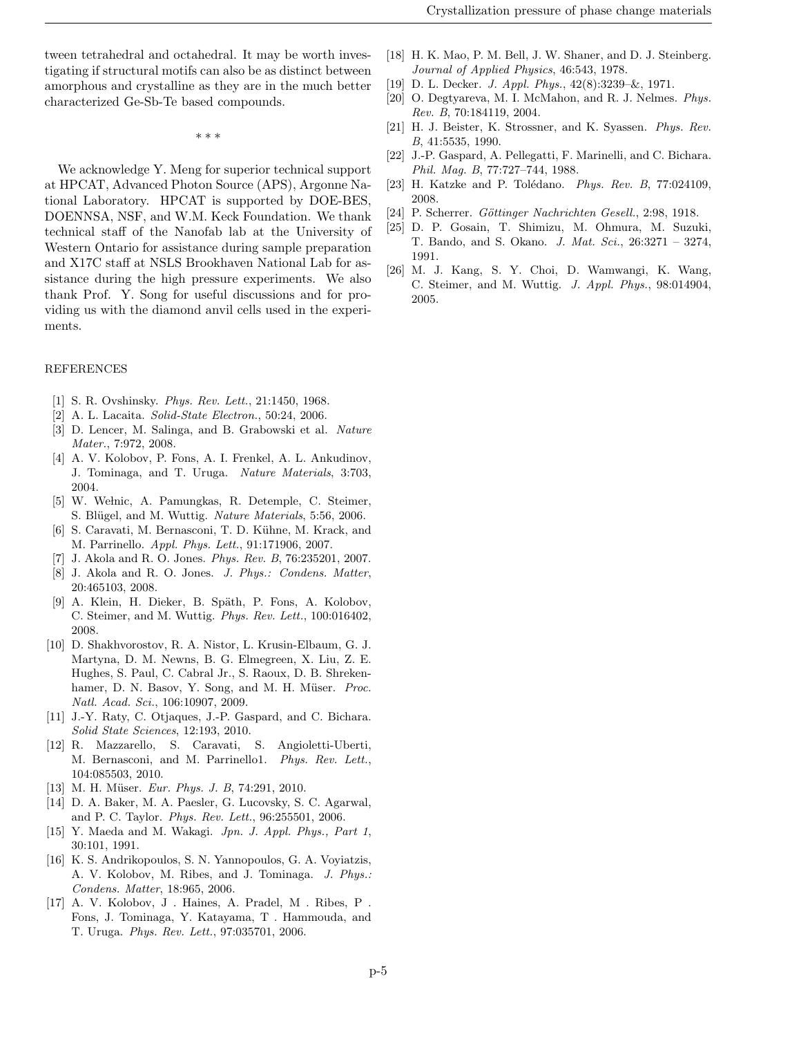tween tetrahedral and octahedral. It may be worth investigating if structural motifs can also be as distinct between amorphous and crystalline as they are in the much better characterized Ge-Sb-Te based compounds.

\* \* \*

We acknowledge Y. Meng for superior technical support at HPCAT, Advanced Photon Source (APS), Argonne National Laboratory. HPCAT is supported by DOE-BES, DOENNSA, NSF, and W.M. Keck Foundation. We thank technical staff of the Nanofab lab at the University of Western Ontario for assistance during sample preparation and X17C staff at NSLS Brookhaven National Lab for assistance during the high pressure experiments. We also thank Prof. Y. Song for useful discussions and for providing us with the diamond anvil cells used in the experiments.

## REFERENCES

[1] S. R. Ovshinsky. *Phys. Rev. Lett.*, 21:1450, 1968.

[2] A. L. Lacaita. *Solid-State Electron.*, 50:24, 2006.

[3] D. Lencer, M. Salinga, and B. Grabowski et al. *Nature Mater.*, 7:972, 2008.

[4] A. V. Kolobov, P. Fons, A. I. Frenkel, A. L. Ankudinov, J. Tominaga, and T. Uruga. *Nature Materials*, 3:703, 2004.

[5] W. Wełnic, A. Pamungkas, R. Detemple, C. Steimer, S. Blügel, and M. Wuttig. *Nature Materials*, 5:56, 2006.

[6] S. Caravati, M. Bernasconi, T. D. Kühne, M. Krack, and M. Parrinello. *Appl. Phys. Lett.*, 91:171906, 2007.

[7] J. Akola and R. O. Jones. *Phys. Rev. B*, 76:235201, 2007.

[8] J. Akola and R. O. Jones. *J. Phys.: Condens. Matter*, 20:465103, 2008.

[9] A. Klein, H. Dieker, B. Späth, P. Fons, A. Kolobov, C. Steimer, and M. Wuttig. *Phys. Rev. Lett.*, 100:016402, 2008.

[10] D. Shakhvorostov, R. A. Nistor, L. Krusin-Elbaum, G. J. Martyna, D. M. Newns, B. G. Elmegreen, X. Liu, Z. E. Hughes, S. Paul, C. Cabral Jr., S. Raoux, D. B. Shrekenhamer, D. N. Basov, Y. Song, and M. H. Müser. *Proc. Natl. Acad. Sci.*, 106:10907, 2009.

[11] J.-Y. Raty, C. Otjaques, J.-P. Gaspard, and C. Bichara. *Solid State Sciences*, 12:193, 2010.

[12] R. Mazzarello, S. Caravati, S. Angioletti-Uberti, M. Bernasconi, and M. Parrinello1. *Phys. Rev. Lett.*, 104:085503, 2010.

[13] M. H. Müser. *Eur. Phys. J. B*, 74:291, 2010.

[14] D. A. Baker, M. A. Paesler, G. Lucovsky, S. C. Agarwal, and P. C. Taylor. *Phys. Rev. Lett.*, 96:255501, 2006.

[15] Y. Maeda and M. Wakagi. *Jpn. J. Appl. Phys., Part 1*, 30:101, 1991.

[16] K. S. Andrikopoulos, S. N. Yannopoulos, G. A. Voyiatzis, A. V. Kolobov, M. Ribes, and J. Tominaga. *J. Phys.: Condens. Matter*, 18:965, 2006.

[17] A. V. Kolobov, J . Haines, A. Pradel, M . Ribes, P . Fons, J. Tominaga, Y. Katayama, T . Hammouda, and T. Uruga. *Phys. Rev. Lett.*, 97:035701, 2006.

[18] H. K. Mao, P. M. Bell, J. W. Shaner, and D. J. Steinberg. *Journal of Applied Physics*, 46:543, 1978.

[19] D. L. Decker. *J. Appl. Phys.*, 42(8):3239–&, 1971.

[20] O. Degtyareva, M. I. McMahon, and R. J. Nelmes. *Phys. Rev. B*, 70:184119, 2004.

[21] H. J. Beister, K. Strossner, and K. Syassen. *Phys. Rev. B*, 41:5535, 1990.

[22] J.-P. Gaspard, A. Pellegatti, F. Marinelli, and C. Bichara. *Phil. Mag. B*, 77:727–744, 1988.

[23] H. Katzke and P. Tolédano. *Phys. Rev. B*, 77:024109, 2008.

[24] P. Scherrer. *Göttinger Nachrichten Gesell.*, 2:98, 1918.

[25] D. P. Gosain, T. Shimizu, M. Ohmura, M. Suzuki, T. Bando, and S. Okano. *J. Mat. Sci.*, 26:3271 – 3274, 1991.

[26] M. J. Kang, S. Y. Choi, D. Wamwangi, K. Wang, C. Steimer, and M. Wuttig. *J. Appl. Phys.*, 98:014904, 2005.